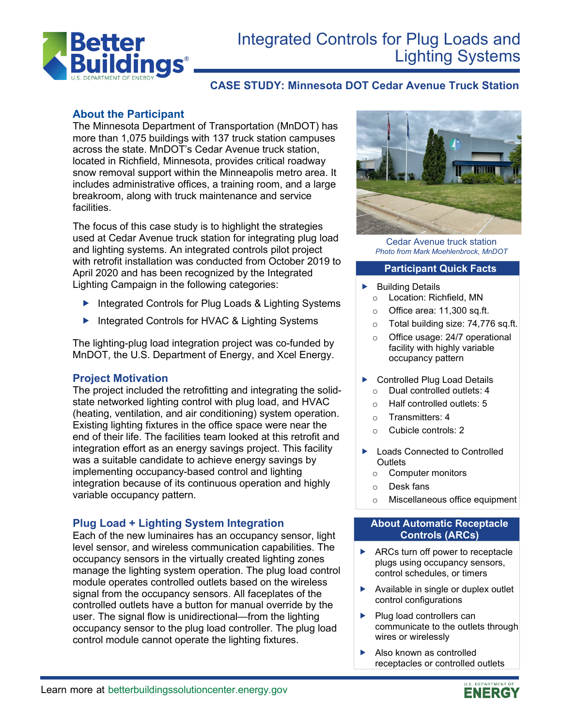# Integrated Controls for Plug Loads and Lighting Systems

## CASE STUDY: Minnesota DOT Cedar Avenue Truck Station

### About the Participant

The Minnesota Department of Transportation (MnDOT) has more than 1,075 buildings with 137 truck station campuses across the state. MnDOT's Cedar Avenue truck station, located in Richfield, Minnesota, provides critical roadway snow removal support within the Minneapolis metro area. It includes administrative offices, a training room, and a large breakroom, along with truck maintenance and service facilities.

The focus of this case study is to highlight the strategies used at Cedar Avenue truck station for integrating plug load and lighting systems. An integrated controls pilot project with retrofit installation was conducted from October 2019 to April 2020 and has been recognized by the Integrated Lighting Campaign in the following categories:

- Integrated Controls for Plug Loads & Lighting Systems
- Integrated Controls for HVAC & Lighting Systems

The lighting-plug load integration project was co-funded by MnDOT, the U.S. Department of Energy, and Xcel Energy.

### Project Motivation

The project included the retrofitting and integrating the solid-state networked lighting control with plug load, and HVAC (heating, ventilation, and air conditioning) system operation. Existing lighting fixtures in the office space were near the end of their life. The facilities team looked at this retrofit and integration effort as an energy savings project. This facility was a suitable candidate to achieve energy savings by implementing occupancy-based control and lighting integration because of its continuous operation and highly variable occupancy pattern.

### Plug Load + Lighting System Integration

Each of the new luminaires has an occupancy sensor, light level sensor, and wireless communication capabilities. The occupancy sensors in the virtually created lighting zones manage the lighting system operation. The plug load control module operates controlled outlets based on the wireless signal from the occupancy sensors. All faceplates of the controlled outlets have a button for manual override by the user. The signal flow is unidirectional—from the lighting occupancy sensor to the plug load controller. The plug load control module cannot operate the lighting fixtures.

Cedar Avenue truck station
*Photo from Mark Moehlenbrock, MnDOT*

### Participant Quick Facts

- Building Details
  - Location: Richfield, MN
  - Office area: 11,300 sq.ft.
  - Total building size: 74,776 sq.ft.
  - Office usage: 24/7 operational facility with highly variable occupancy pattern
- Controlled Plug Load Details
  - Dual controlled outlets: 4
  - Half controlled outlets: 5
  - Transmitters: 4
  - Cubicle controls: 2
- Loads Connected to Controlled Outlets
  - Computer monitors
  - Desk fans
  - Miscellaneous office equipment

### About Automatic Receptacle Controls (ARCs)

- ARCs turn off power to receptacle plugs using occupancy sensors, control schedules, or timers
- Available in single or duplex outlet control configurations
- Plug load controllers can communicate to the outlets through wires or wirelessly
- Also known as controlled receptacles or controlled outlets

Learn more at betterbuildingssolutioncenter.energy.gov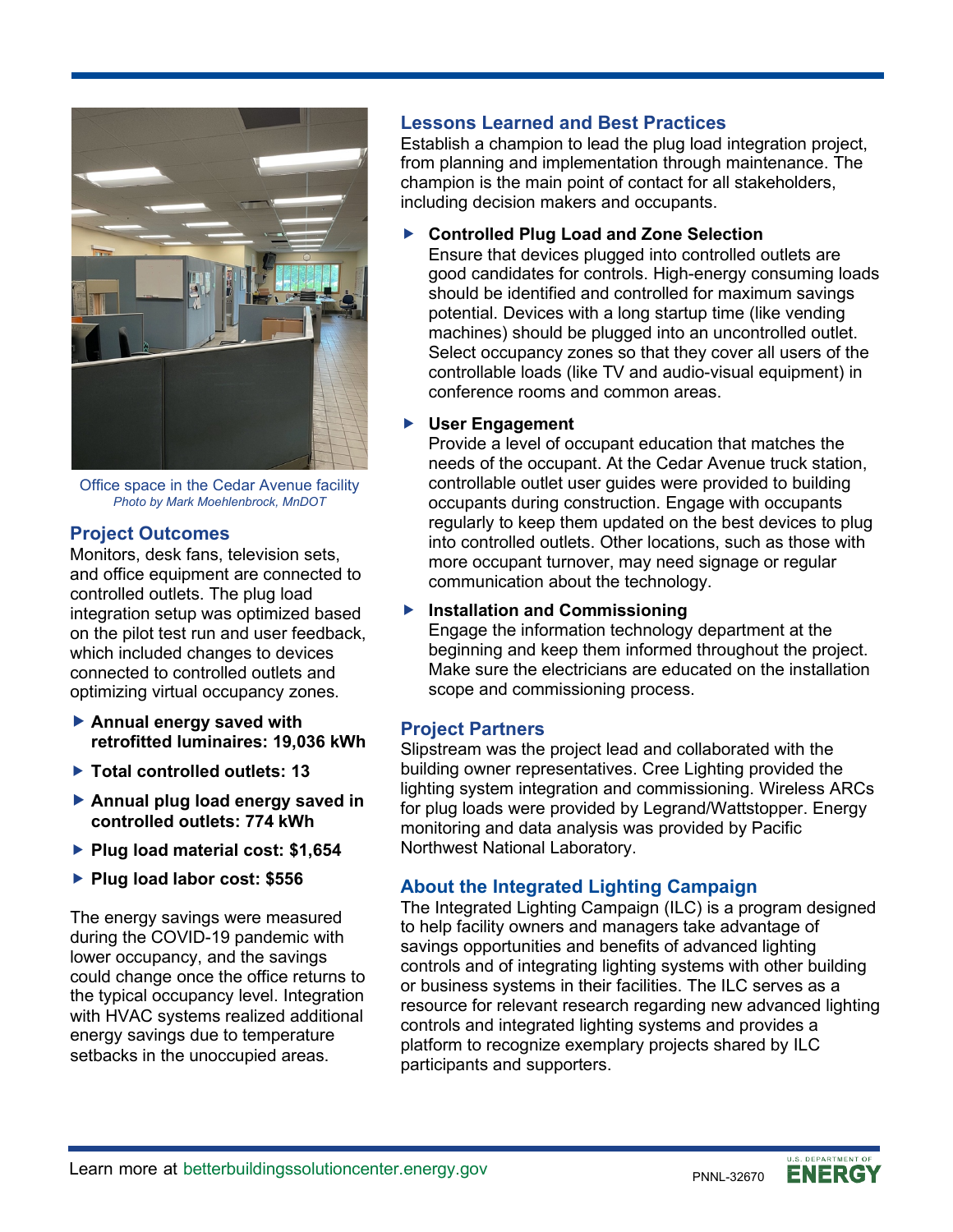Office space in the Cedar Avenue facility
*Photo by Mark Moehlenbrock, MnDOT*

## Project Outcomes

Monitors, desk fans, television sets, and office equipment are connected to controlled outlets. The plug load integration setup was optimized based on the pilot test run and user feedback, which included changes to devices connected to controlled outlets and optimizing virtual occupancy zones.

- **Annual energy saved with retrofitted luminaires: 19,036 kWh**
- **Total controlled outlets: 13**
- **Annual plug load energy saved in controlled outlets: 774 kWh**
- **Plug load material cost: $1,654**
- **Plug load labor cost: $556**

The energy savings were measured during the COVID-19 pandemic with lower occupancy, and the savings could change once the office returns to the typical occupancy level. Integration with HVAC systems realized additional energy savings due to temperature setbacks in the unoccupied areas.

## Lessons Learned and Best Practices

Establish a champion to lead the plug load integration project, from planning and implementation through maintenance. The champion is the main point of contact for all stakeholders, including decision makers and occupants.

- **Controlled Plug Load and Zone Selection**
  Ensure that devices plugged into controlled outlets are good candidates for controls. High-energy consuming loads should be identified and controlled for maximum savings potential. Devices with a long startup time (like vending machines) should be plugged into an uncontrolled outlet. Select occupancy zones so that they cover all users of the controllable loads (like TV and audio-visual equipment) in conference rooms and common areas.
- **User Engagement**
  Provide a level of occupant education that matches the needs of the occupant. At the Cedar Avenue truck station, controllable outlet user guides were provided to building occupants during construction. Engage with occupants regularly to keep them updated on the best devices to plug into controlled outlets. Other locations, such as those with more occupant turnover, may need signage or regular communication about the technology.
- **Installation and Commissioning**
  Engage the information technology department at the beginning and keep them informed throughout the project. Make sure the electricians are educated on the installation scope and commissioning process.

## Project Partners

Slipstream was the project lead and collaborated with the building owner representatives. Cree Lighting provided the lighting system integration and commissioning. Wireless ARCs for plug loads were provided by Legrand/Wattstopper. Energy monitoring and data analysis was provided by Pacific Northwest National Laboratory.

## About the Integrated Lighting Campaign

The Integrated Lighting Campaign (ILC) is a program designed to help facility owners and managers take advantage of savings opportunities and benefits of advanced lighting controls and of integrating lighting systems with other building or business systems in their facilities. The ILC serves as a resource for relevant research regarding new advanced lighting controls and integrated lighting systems and provides a platform to recognize exemplary projects shared by ILC participants and supporters.

Learn more at betterbuildingssolutioncenter.energy.gov

PNNL-32670

U.S. DEPARTMENT OF ENERGY